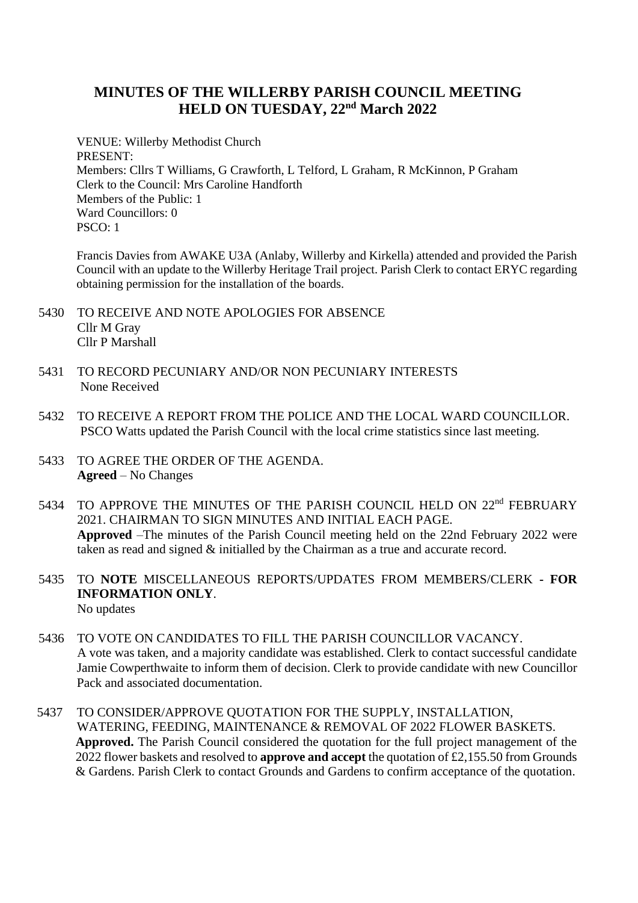# MINUTES OF THE WILLERBY PARISH COUNCIL MEETING HELD ON TUESDAY, 22nd March 2022

VENUE: Willerby Methodist Church
PRESENT:
Members: Cllrs T Williams, G Crawforth, L Telford, L Graham, R McKinnon, P Graham
Clerk to the Council: Mrs Caroline Handforth
Members of the Public: 1
Ward Councillors: 0
PSCO: 1

Francis Davies from AWAKE U3A (Anlaby, Willerby and Kirkella) attended and provided the Parish Council with an update to the Willerby Heritage Trail project. Parish Clerk to contact ERYC regarding obtaining permission for the installation of the boards.

5430 TO RECEIVE AND NOTE APOLOGIES FOR ABSENCE
Cllr M Gray
Cllr P Marshall

5431 TO RECORD PECUNIARY AND/OR NON PECUNIARY INTERESTS
None Received

5432 TO RECEIVE A REPORT FROM THE POLICE AND THE LOCAL WARD COUNCILLOR.
PSCO Watts updated the Parish Council with the local crime statistics since last meeting.

5433 TO AGREE THE ORDER OF THE AGENDA.
**Agreed** – No Changes

5434 TO APPROVE THE MINUTES OF THE PARISH COUNCIL HELD ON 22nd FEBRUARY 2021. CHAIRMAN TO SIGN MINUTES AND INITIAL EACH PAGE.
**Approved** –The minutes of the Parish Council meeting held on the 22nd February 2022 were taken as read and signed & initialled by the Chairman as a true and accurate record.

5435 TO **NOTE** MISCELLANEOUS REPORTS/UPDATES FROM MEMBERS/CLERK - **FOR INFORMATION ONLY**.
No updates

5436 TO VOTE ON CANDIDATES TO FILL THE PARISH COUNCILLOR VACANCY.
A vote was taken, and a majority candidate was established. Clerk to contact successful candidate Jamie Cowperthwaite to inform them of decision. Clerk to provide candidate with new Councillor Pack and associated documentation.

5437 TO CONSIDER/APPROVE QUOTATION FOR THE SUPPLY, INSTALLATION, WATERING, FEEDING, MAINTENANCE & REMOVAL OF 2022 FLOWER BASKETS.
**Approved.** The Parish Council considered the quotation for the full project management of the 2022 flower baskets and resolved to **approve and accept** the quotation of £2,155.50 from Grounds & Gardens. Parish Clerk to contact Grounds and Gardens to confirm acceptance of the quotation.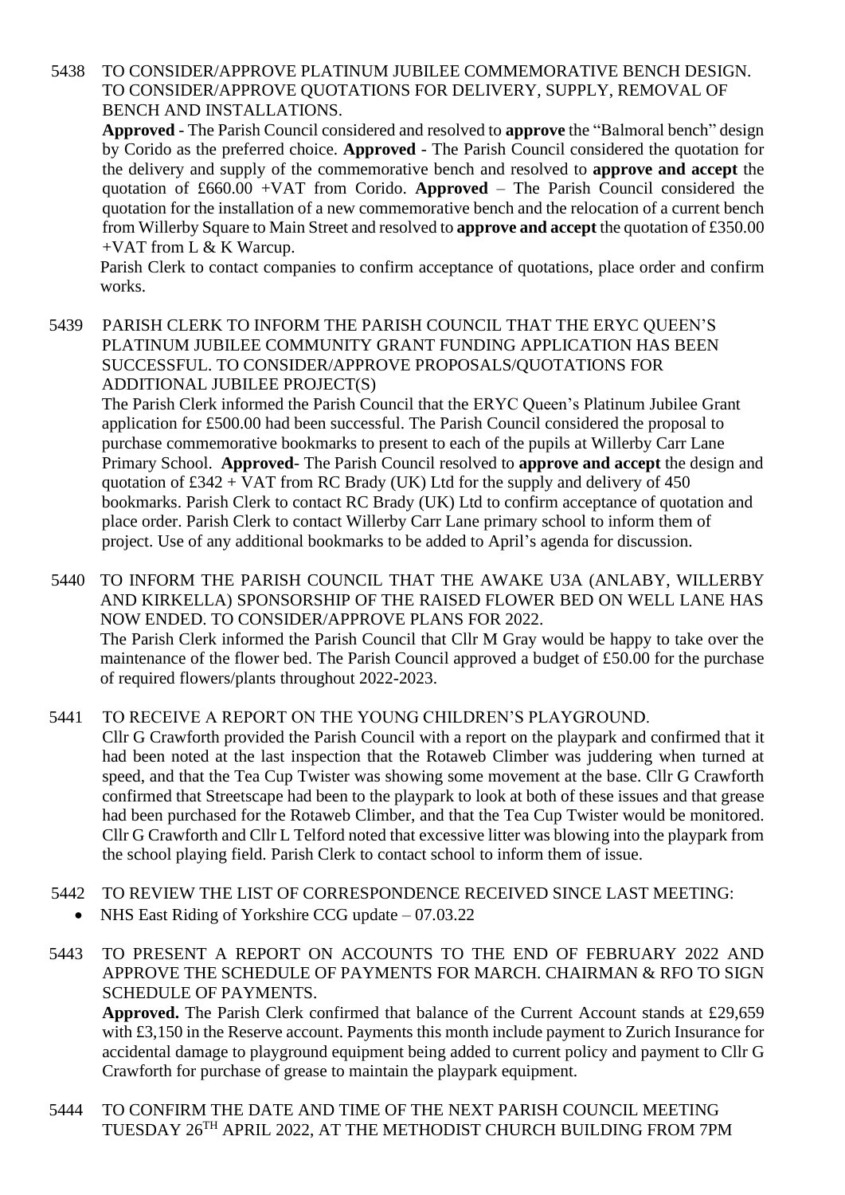5438 TO CONSIDER/APPROVE PLATINUM JUBILEE COMMEMORATIVE BENCH DESIGN. TO CONSIDER/APPROVE QUOTATIONS FOR DELIVERY, SUPPLY, REMOVAL OF BENCH AND INSTALLATIONS.

**Approved** - The Parish Council considered and resolved to **approve** the "Balmoral bench" design by Corido as the preferred choice. **Approved** - The Parish Council considered the quotation for the delivery and supply of the commemorative bench and resolved to **approve and accept** the quotation of £660.00 +VAT from Corido. **Approved** – The Parish Council considered the quotation for the installation of a new commemorative bench and the relocation of a current bench from Willerby Square to Main Street and resolved to **approve and accept** the quotation of £350.00 +VAT from L & K Warcup.

Parish Clerk to contact companies to confirm acceptance of quotations, place order and confirm works.

5439 PARISH CLERK TO INFORM THE PARISH COUNCIL THAT THE ERYC QUEEN'S PLATINUM JUBILEE COMMUNITY GRANT FUNDING APPLICATION HAS BEEN SUCCESSFUL. TO CONSIDER/APPROVE PROPOSALS/QUOTATIONS FOR ADDITIONAL JUBILEE PROJECT(S)

The Parish Clerk informed the Parish Council that the ERYC Queen's Platinum Jubilee Grant application for £500.00 had been successful. The Parish Council considered the proposal to purchase commemorative bookmarks to present to each of the pupils at Willerby Carr Lane Primary School. **Approved**- The Parish Council resolved to **approve and accept** the design and quotation of £342 + VAT from RC Brady (UK) Ltd for the supply and delivery of 450 bookmarks. Parish Clerk to contact RC Brady (UK) Ltd to confirm acceptance of quotation and place order. Parish Clerk to contact Willerby Carr Lane primary school to inform them of project. Use of any additional bookmarks to be added to April's agenda for discussion.

5440 TO INFORM THE PARISH COUNCIL THAT THE AWAKE U3A (ANLABY, WILLERBY AND KIRKELLA) SPONSORSHIP OF THE RAISED FLOWER BED ON WELL LANE HAS NOW ENDED. TO CONSIDER/APPROVE PLANS FOR 2022.

The Parish Clerk informed the Parish Council that Cllr M Gray would be happy to take over the maintenance of the flower bed. The Parish Council approved a budget of £50.00 for the purchase of required flowers/plants throughout 2022-2023.

5441 TO RECEIVE A REPORT ON THE YOUNG CHILDREN'S PLAYGROUND.

Cllr G Crawforth provided the Parish Council with a report on the playpark and confirmed that it had been noted at the last inspection that the Rotaweb Climber was juddering when turned at speed, and that the Tea Cup Twister was showing some movement at the base. Cllr G Crawforth confirmed that Streetscape had been to the playpark to look at both of these issues and that grease had been purchased for the Rotaweb Climber, and that the Tea Cup Twister would be monitored. Cllr G Crawforth and Cllr L Telford noted that excessive litter was blowing into the playpark from the school playing field. Parish Clerk to contact school to inform them of issue.

5442 TO REVIEW THE LIST OF CORRESPONDENCE RECEIVED SINCE LAST MEETING:

- NHS East Riding of Yorkshire CCG update – 07.03.22

5443 TO PRESENT A REPORT ON ACCOUNTS TO THE END OF FEBRUARY 2022 AND APPROVE THE SCHEDULE OF PAYMENTS FOR MARCH. CHAIRMAN & RFO TO SIGN SCHEDULE OF PAYMENTS.

**Approved.** The Parish Clerk confirmed that balance of the Current Account stands at £29,659 with £3,150 in the Reserve account. Payments this month include payment to Zurich Insurance for accidental damage to playground equipment being added to current policy and payment to Cllr G Crawforth for purchase of grease to maintain the playpark equipment.

5444 TO CONFIRM THE DATE AND TIME OF THE NEXT PARISH COUNCIL MEETING TUESDAY 26TH APRIL 2022, AT THE METHODIST CHURCH BUILDING FROM 7PM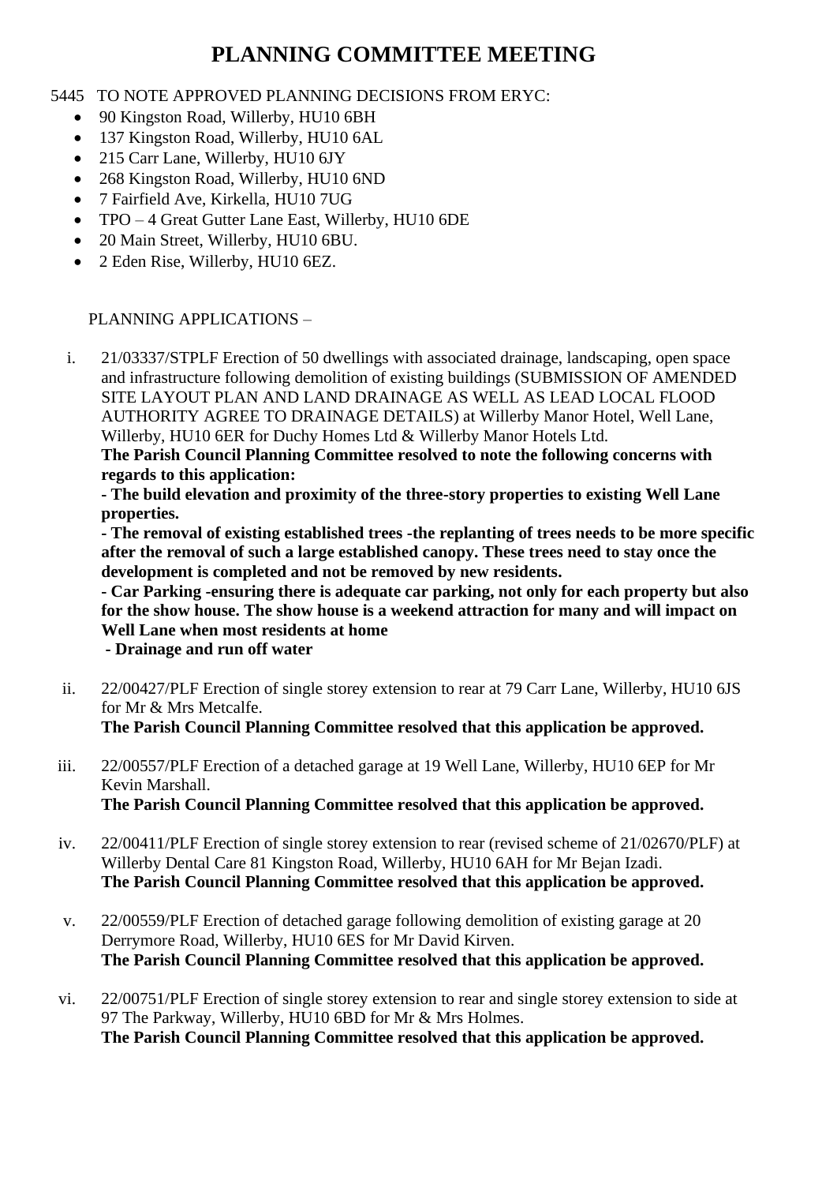# PLANNING COMMITTEE MEETING

5445 TO NOTE APPROVED PLANNING DECISIONS FROM ERYC:

- 90 Kingston Road, Willerby, HU10 6BH
- 137 Kingston Road, Willerby, HU10 6AL
- 215 Carr Lane, Willerby, HU10 6JY
- 268 Kingston Road, Willerby, HU10 6ND
- 7 Fairfield Ave, Kirkella, HU10 7UG
- TPO – 4 Great Gutter Lane East, Willerby, HU10 6DE
- 20 Main Street, Willerby, HU10 6BU.
- 2 Eden Rise, Willerby, HU10 6EZ.

PLANNING APPLICATIONS –

i. 21/03337/STPLF Erection of 50 dwellings with associated drainage, landscaping, open space and infrastructure following demolition of existing buildings (SUBMISSION OF AMENDED SITE LAYOUT PLAN AND LAND DRAINAGE AS WELL AS LEAD LOCAL FLOOD AUTHORITY AGREE TO DRAINAGE DETAILS) at Willerby Manor Hotel, Well Lane, Willerby, HU10 6ER for Duchy Homes Ltd & Willerby Manor Hotels Ltd.
**The Parish Council Planning Committee resolved to note the following concerns with regards to this application:**
**- The build elevation and proximity of the three-story properties to existing Well Lane properties.**
**- The removal of existing established trees -the replanting of trees needs to be more specific after the removal of such a large established canopy. These trees need to stay once the development is completed and not be removed by new residents.**
**- Car Parking -ensuring there is adequate car parking, not only for each property but also for the show house. The show house is a weekend attraction for many and will impact on Well Lane when most residents at home**
**- Drainage and run off water**

ii. 22/00427/PLF Erection of single storey extension to rear at 79 Carr Lane, Willerby, HU10 6JS for Mr & Mrs Metcalfe.
**The Parish Council Planning Committee resolved that this application be approved.**

iii. 22/00557/PLF Erection of a detached garage at 19 Well Lane, Willerby, HU10 6EP for Mr Kevin Marshall.
**The Parish Council Planning Committee resolved that this application be approved.**

iv. 22/00411/PLF Erection of single storey extension to rear (revised scheme of 21/02670/PLF) at Willerby Dental Care 81 Kingston Road, Willerby, HU10 6AH for Mr Bejan Izadi.
**The Parish Council Planning Committee resolved that this application be approved.**

v. 22/00559/PLF Erection of detached garage following demolition of existing garage at 20 Derrymore Road, Willerby, HU10 6ES for Mr David Kirven.
**The Parish Council Planning Committee resolved that this application be approved.**

vi. 22/00751/PLF Erection of single storey extension to rear and single storey extension to side at 97 The Parkway, Willerby, HU10 6BD for Mr & Mrs Holmes.
**The Parish Council Planning Committee resolved that this application be approved.**